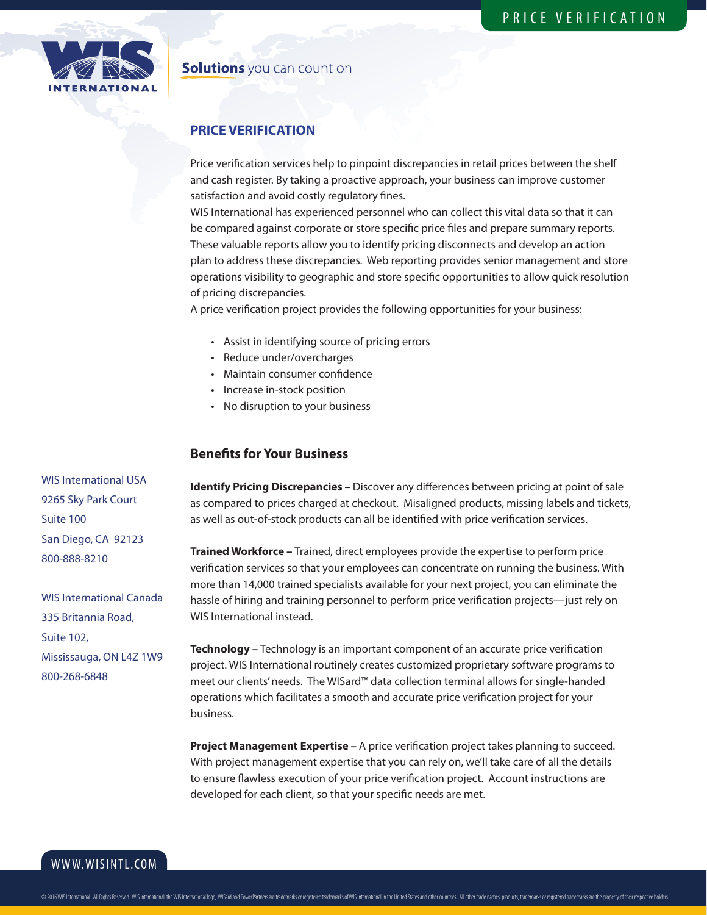# PRICE VERIFICATION

**Solutions** you can count on

## PRICE VERIFICATION

Price verification services help to pinpoint discrepancies in retail prices between the shelf and cash register. By taking a proactive approach, your business can improve customer satisfaction and avoid costly regulatory fines.

WIS International has experienced personnel who can collect this vital data so that it can be compared against corporate or store specific price files and prepare summary reports. These valuable reports allow you to identify pricing disconnects and develop an action plan to address these discrepancies. Web reporting provides senior management and store operations visibility to geographic and store specific opportunities to allow quick resolution of pricing discrepancies.

A price verification project provides the following opportunities for your business:

- Assist in identifying source of pricing errors
- Reduce under/overcharges
- Maintain consumer confidence
- Increase in-stock position
- No disruption to your business

### Benefits for Your Business

**Identify Pricing Discrepancies –** Discover any differences between pricing at point of sale as compared to prices charged at checkout. Misaligned products, missing labels and tickets, as well as out-of-stock products can all be identified with price verification services.

**Trained Workforce –** Trained, direct employees provide the expertise to perform price verification services so that your employees can concentrate on running the business. With more than 14,000 trained specialists available for your next project, you can eliminate the hassle of hiring and training personnel to perform price verification projects—just rely on WIS International instead.

**Technology –** Technology is an important component of an accurate price verification project. WIS International routinely creates customized proprietary software programs to meet our clients' needs. The WISard™ data collection terminal allows for single-handed operations which facilitates a smooth and accurate price verification project for your business.

**Project Management Expertise –** A price verification project takes planning to succeed. With project management expertise that you can rely on, we'll take care of all the details to ensure flawless execution of your price verification project. Account instructions are developed for each client, so that your specific needs are met.

WIS International USA
9265 Sky Park Court
Suite 100
San Diego, CA 92123
800-888-8210

WIS International Canada
335 Britannia Road,
Suite 102,
Mississauga, ON L4Z 1W9
800-268-6848

WWW.WISINTL.COM

© 2016 WIS International. All Rights Reserved. WIS International, the WIS International logo, WISard and PowerPartners are trademarks or registered trademarks of WIS International in the United States and other countries. All other trade names, products, trademarks or registered trademarks are the property of their respective holders.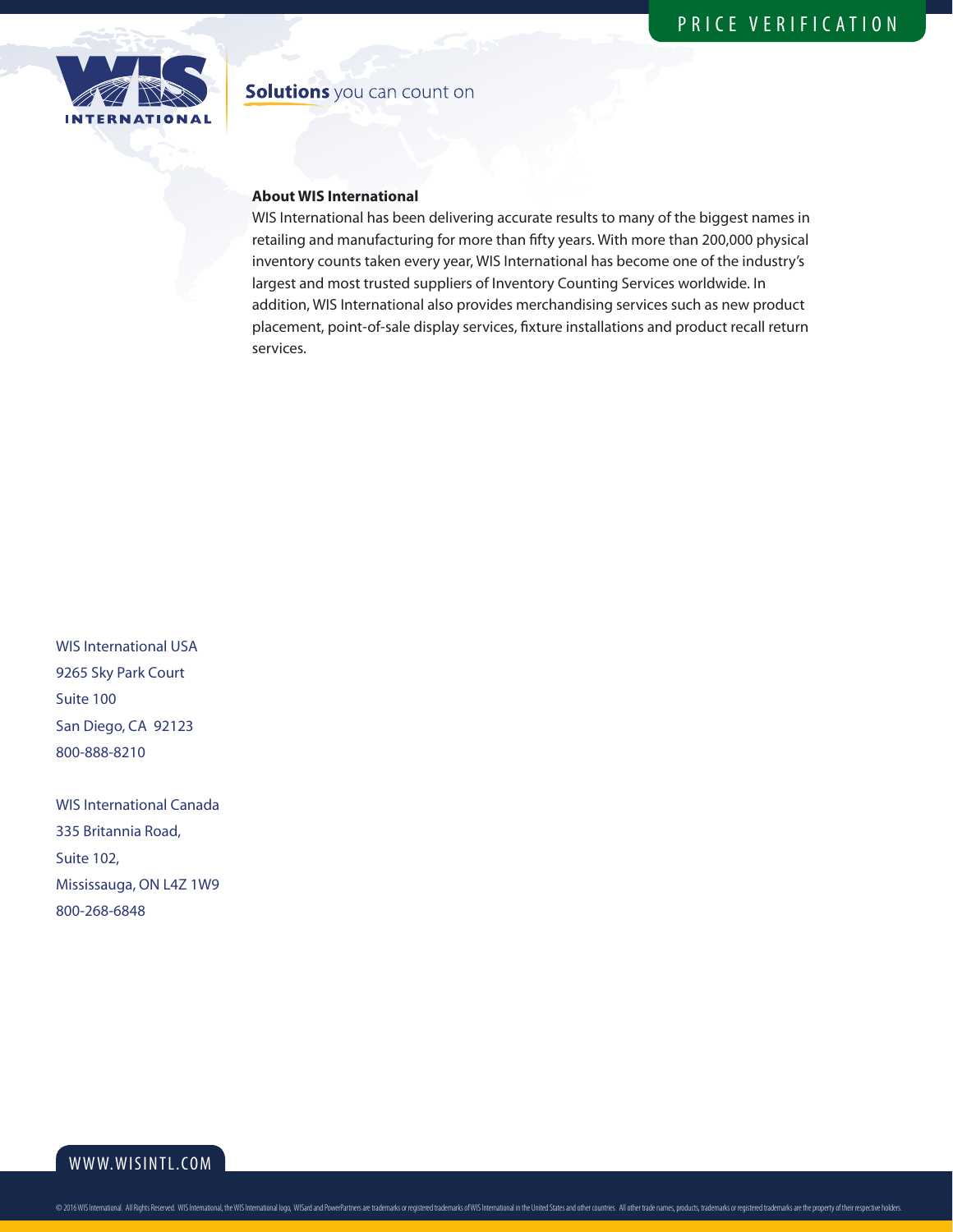PRICE VERIFICATION

**Solutions** you can count on

**About WIS International**

WIS International has been delivering accurate results to many of the biggest names in retailing and manufacturing for more than fifty years. With more than 200,000 physical inventory counts taken every year, WIS International has become one of the industry's largest and most trusted suppliers of Inventory Counting Services worldwide. In addition, WIS International also provides merchandising services such as new product placement, point-of-sale display services, fixture installations and product recall return services.

WIS International USA
9265 Sky Park Court
Suite 100
San Diego, CA 92123
800-888-8210

WIS International Canada
335 Britannia Road,
Suite 102,
Mississauga, ON L4Z 1W9
800-268-6848

WWW.WISINTL.COM

© 2016 WIS International. All Rights Reserved. WIS International, the WIS International logo, WISard and PowerPartners are trademarks or registered trademarks of WIS International in the United States and other countries. All other trade names, products, trademarks or registered trademarks are the property of their respective holders.